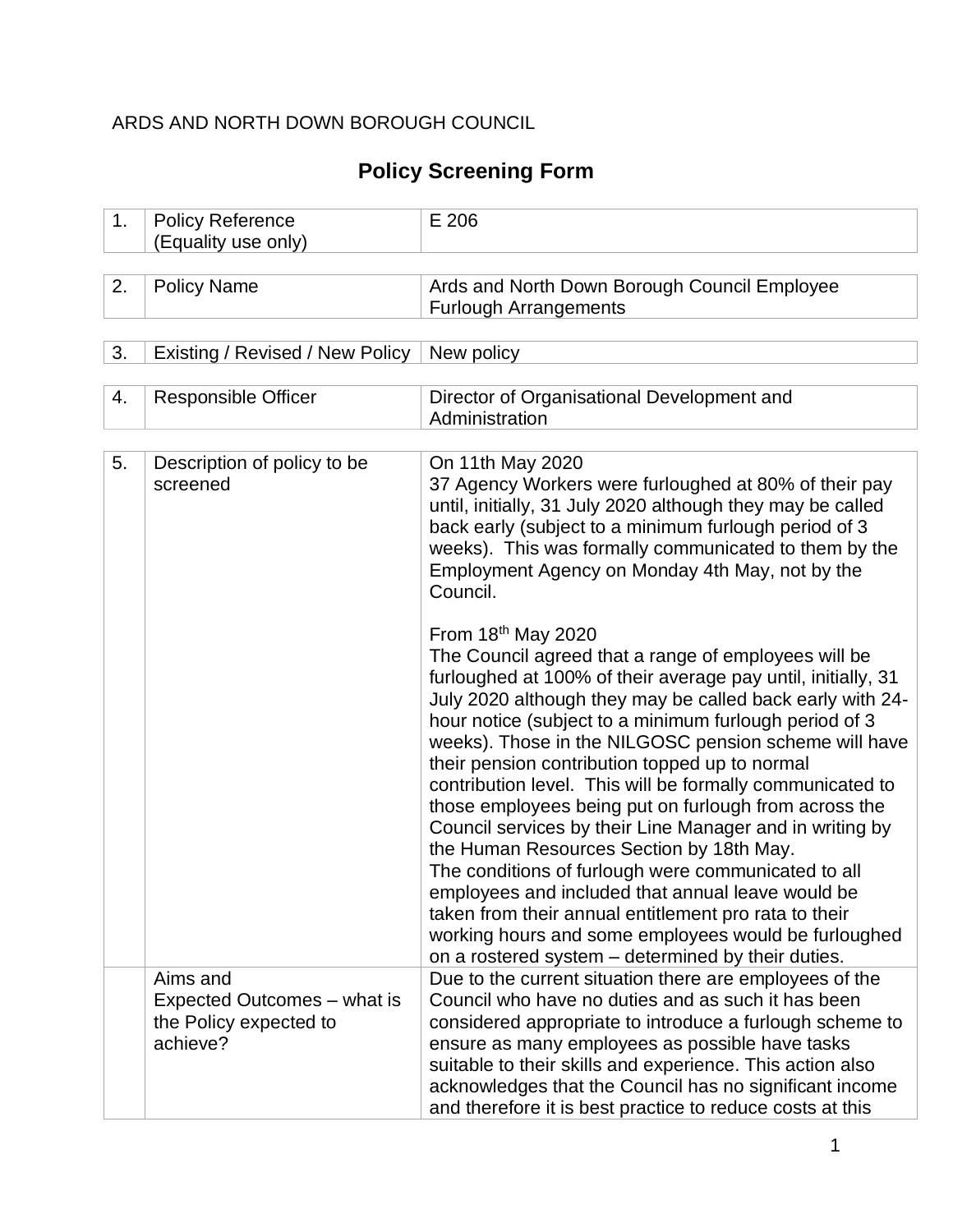ARDS AND NORTH DOWN BOROUGH COUNCIL

# Policy Screening Form

| 1. | Policy Reference (Equality use only) | E 206 |
|---|---|---|

| 2. | Policy Name | Ards and North Down Borough Council Employee Furlough Arrangements |
|---|---|---|

| 3. | Existing / Revised / New Policy | New policy |
|---|---|---|

| 4. | Responsible Officer | Director of Organisational Development and Administration |
|---|---|---|

| 5. | Description of policy to be screened | On 11th May 2020<br>37 Agency Workers were furloughed at 80% of their pay until, initially, 31 July 2020 although they may be called back early (subject to a minimum furlough period of 3 weeks). This was formally communicated to them by the Employment Agency on Monday 4th May, not by the Council.<br><br>From 18th May 2020<br>The Council agreed that a range of employees will be furloughed at 100% of their average pay until, initially, 31 July 2020 although they may be called back early with 24-hour notice (subject to a minimum furlough period of 3 weeks). Those in the NILGOSC pension scheme will have their pension contribution topped up to normal contribution level. This will be formally communicated to those employees being put on furlough from across the Council services by their Line Manager and in writing by the Human Resources Section by 18th May.<br>The conditions of furlough were communicated to all employees and included that annual leave would be taken from their annual entitlement pro rata to their working hours and some employees would be furloughed on a rostered system – determined by their duties. |
|---|---|---|
| | Aims and Expected Outcomes – what is the Policy expected to achieve? | Due to the current situation there are employees of the Council who have no duties and as such it has been considered appropriate to introduce a furlough scheme to ensure as many employees as possible have tasks suitable to their skills and experience. This action also acknowledges that the Council has no significant income and therefore it is best practice to reduce costs at this |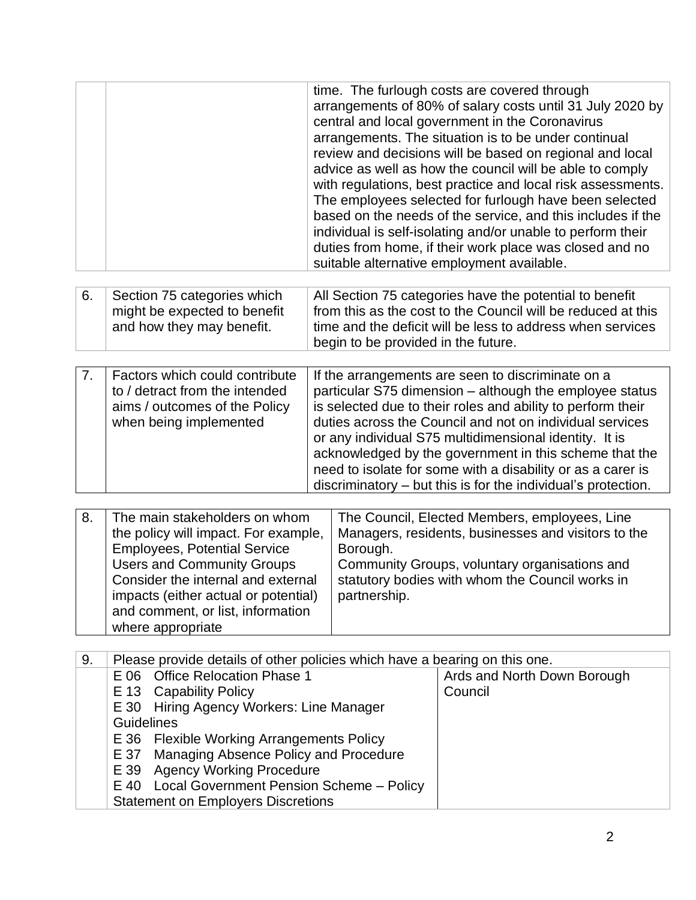| | | |
|---|---|---|
| | | time. The furlough costs are covered through arrangements of 80% of salary costs until 31 July 2020 by central and local government in the Coronavirus arrangements. The situation is to be under continual review and decisions will be based on regional and local advice as well as how the council will be able to comply with regulations, best practice and local risk assessments. The employees selected for furlough have been selected based on the needs of the service, and this includes if the individual is self-isolating and/or unable to perform their duties from home, if their work place was closed and no suitable alternative employment available. |

| | | |
|---|---|---|
| 6. | Section 75 categories which might be expected to benefit and how they may benefit. | All Section 75 categories have the potential to benefit from this as the cost to the Council will be reduced at this time and the deficit will be less to address when services begin to be provided in the future. |

| | | |
|---|---|---|
| 7. | Factors which could contribute to / detract from the intended aims / outcomes of the Policy when being implemented | If the arrangements are seen to discriminate on a particular S75 dimension – although the employee status is selected due to their roles and ability to perform their duties across the Council and not on individual services or any individual S75 multidimensional identity. It is acknowledged by the government in this scheme that the need to isolate for some with a disability or as a carer is discriminatory – but this is for the individual's protection. |

| | | |
|---|---|---|
| 8. | The main stakeholders on whom the policy will impact. For example, Employees, Potential Service Users and Community Groups Consider the internal and external impacts (either actual or potential) and comment, or list, information where appropriate | The Council, Elected Members, employees, Line Managers, residents, businesses and visitors to the Borough.<br>Community Groups, voluntary organisations and statutory bodies with whom the Council works in partnership. |

| | | |
|---|---|---|
| 9. | Please provide details of other policies which have a bearing on this one. | |
| | E 06 Office Relocation Phase 1<br>E 13 Capability Policy<br>E 30 Hiring Agency Workers: Line Manager Guidelines<br>E 36 Flexible Working Arrangements Policy<br>E 37 Managing Absence Policy and Procedure<br>E 39 Agency Working Procedure<br>E 40 Local Government Pension Scheme – Policy Statement on Employers Discretions | Ards and North Down Borough Council |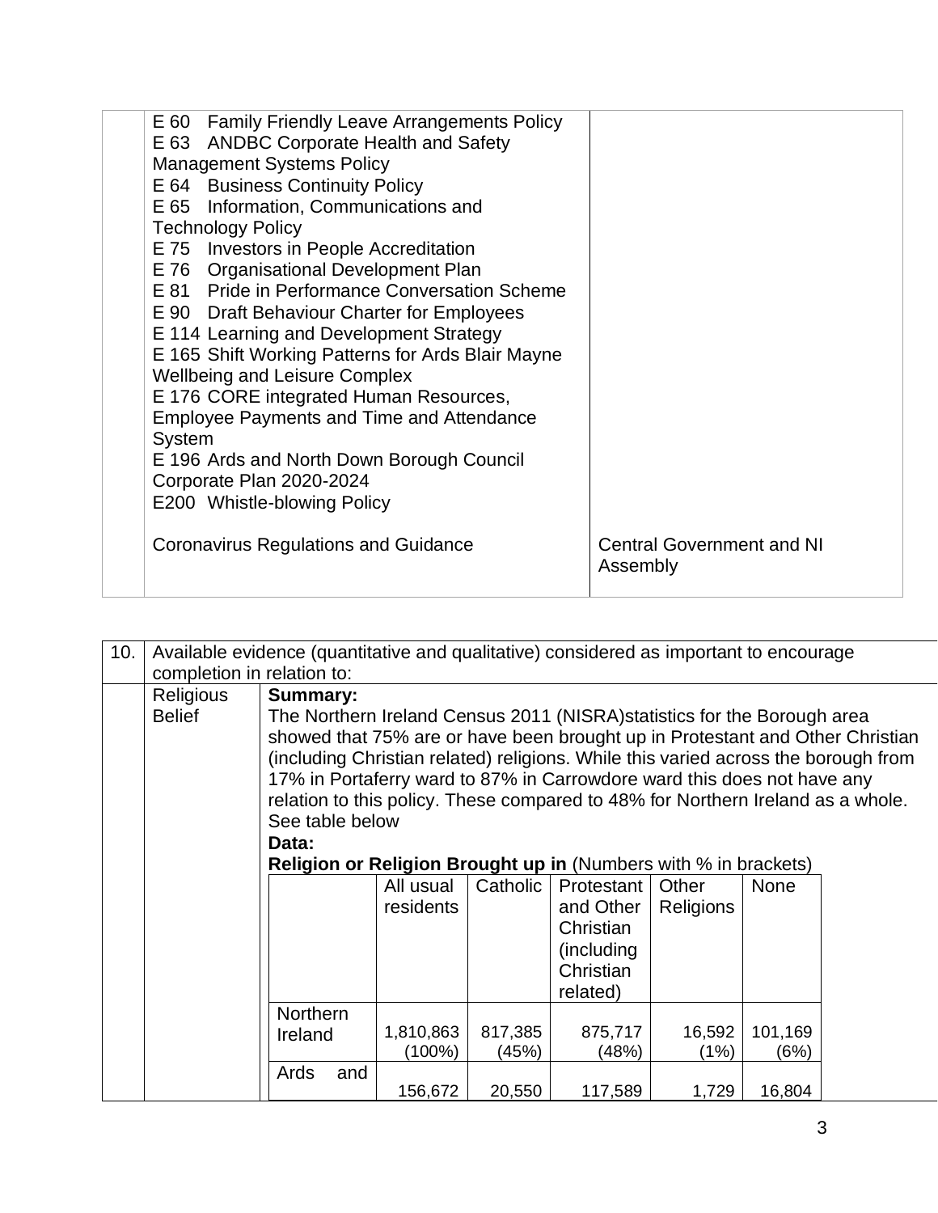| | | |
|---|---|---|
| | E 60 Family Friendly Leave Arrangements Policy<br>E 63 ANDBC Corporate Health and Safety Management Systems Policy<br>E 64 Business Continuity Policy<br>E 65 Information, Communications and Technology Policy<br>E 75 Investors in People Accreditation<br>E 76 Organisational Development Plan<br>E 81 Pride in Performance Conversation Scheme<br>E 90 Draft Behaviour Charter for Employees<br>E 114 Learning and Development Strategy<br>E 165 Shift Working Patterns for Ards Blair Mayne Wellbeing and Leisure Complex<br>E 176 CORE integrated Human Resources, Employee Payments and Time and Attendance System<br>E 196 Ards and North Down Borough Council Corporate Plan 2020-2024<br>E200 Whistle-blowing Policy | |
| | Coronavirus Regulations and Guidance | Central Government and NI Assembly |

| 10. | Available evidence (quantitative and qualitative) considered as important to encourage completion in relation to: |
|---|---|

**Religious Belief**

**Summary:**
The Northern Ireland Census 2011 (NISRA)statistics for the Borough area showed that 75% are or have been brought up in Protestant and Other Christian (including Christian related) religions. While this varied across the borough from 17% in Portaferry ward to 87% in Carrowdore ward this does not have any relation to this policy. These compared to 48% for Northern Ireland as a whole. See table below

**Data:**

**Religion or Religion Brought up in** (Numbers with % in brackets)

| | All usual residents | Catholic | Protestant and Other Christian (including Christian related) | Other Religions | None |
|---|---|---|---|---|---|
| Northern Ireland | 1,810,863 (100%) | 817,385 (45%) | 875,717 (48%) | 16,592 (1%) | 101,169 (6%) |
| Ards and | 156,672 | 20,550 | 117,589 | 1,729 | 16,804 |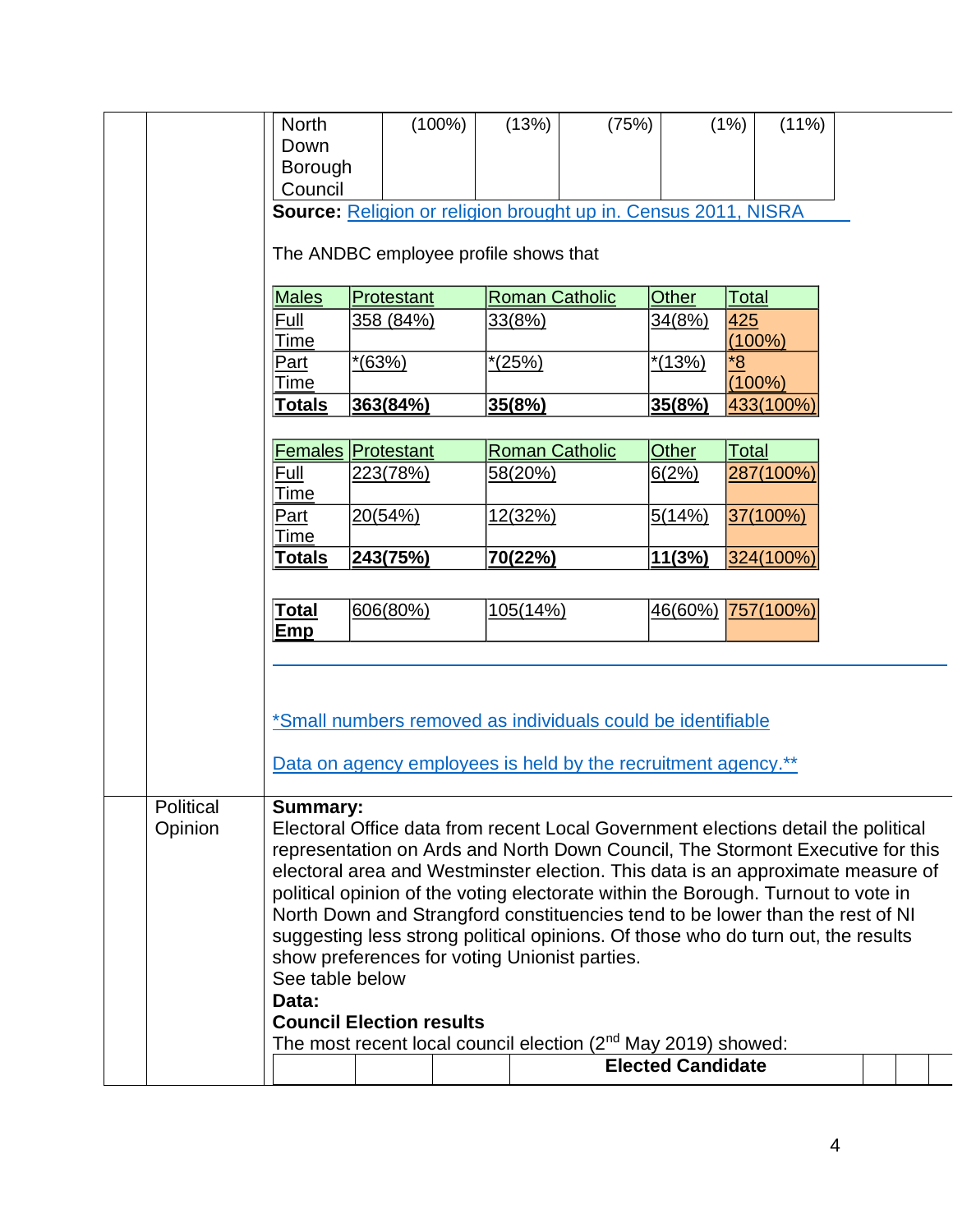| North Down Borough Council | (100%) | (13%) | (75%) | (1%) | (11%) |
|---|---|---|---|---|---|

**Source:** Religion or religion brought up in. Census 2011, NISRA

The ANDBC employee profile shows that

| Males | Protestant | Roman Catholic | Other | Total |
|---|---|---|---|---|
| Full Time | 358 (84%) | 33(8%) | 34(8%) | 425 (100%) |
| Part Time | *(63%) | *(25%) | *(13%) | *8 (100%) |
| **Totals** | **363(84%)** | **35(8%)** | **35(8%)** | 433(100%) |

| Females | Protestant | Roman Catholic | Other | Total |
|---|---|---|---|---|
| Full Time | 223(78%) | 58(20%) | 6(2%) | 287(100%) |
| Part Time | 20(54%) | 12(32%) | 5(14%) | 37(100%) |
| **Totals** | **243(75%)** | **70(22%)** | **11(3%)** | 324(100%) |

| **Total Emp** | 606(80%) | 105(14%) | 46(60%) | 757(100%) |
|---|---|---|---|---|

*Small numbers removed as individuals could be identifiable

Data on agency employees is held by the recruitment agency.**

## Political Opinion

**Summary:**
Electoral Office data from recent Local Government elections detail the political representation on Ards and North Down Council, The Stormont Executive for this electoral area and Westminster election. This data is an approximate measure of political opinion of the voting electorate within the Borough. Turnout to vote in North Down and Strangford constituencies tend to be lower than the rest of NI suggesting less strong political opinions. Of those who do turn out, the results show preferences for voting Unionist parties.
See table below

**Data:**

**Council Election results**

The most recent local council election (2nd May 2019) showed:

| | | | **Elected Candidate** | | | |
|---|---|---|---|---|---|---|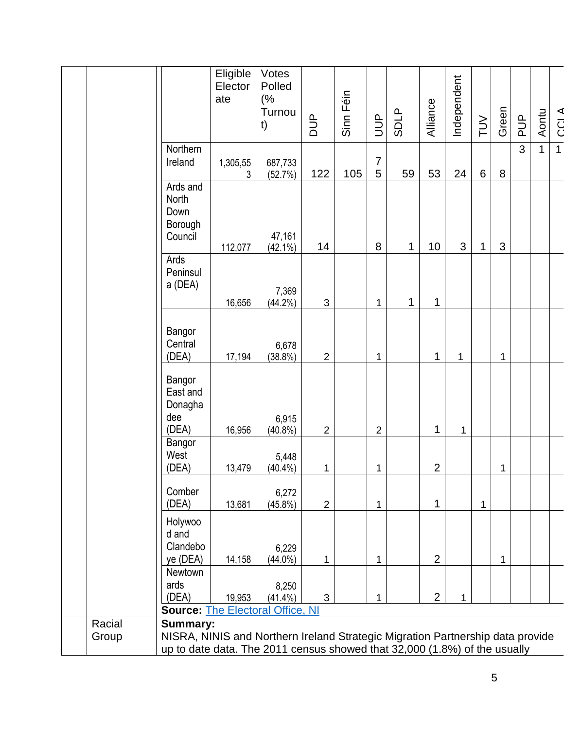| | Eligible Electorate | Votes Polled (% Turnout) | DUP | Sinn Féin | UUP | SDLP | Alliance | Independent | TUV | Green | PUP | Aontu | CCLA |
|---|---|---|---|---|---|---|---|---|---|---|---|---|---|
| Northern Ireland | 1,305,553 | 687,733 (52.7%) | 122 | 105 | 75 | 59 | 53 | 24 | 6 | 8 | 3 | 1 | 1 |
| Ards and North Down Borough Council | 112,077 | 47,161 (42.1%) | 14 | | 8 | 1 | 10 | 3 | 1 | 3 | | | |
| Ards Peninsula (DEA) | 16,656 | 7,369 (44.2%) | 3 | | 1 | 1 | 1 | | | | | | |
| Bangor Central (DEA) | 17,194 | 6,678 (38.8%) | 2 | | 1 | | 1 | 1 | | 1 | | | |
| Bangor East and Donaghadee (DEA) | 16,956 | 6,915 (40.8%) | 2 | | 2 | | 1 | 1 | | | | | |
| Bangor West (DEA) | 13,479 | 5,448 (40.4%) | 1 | | 1 | | 2 | | | 1 | | | |
| Comber (DEA) | 13,681 | 6,272 (45.8%) | 2 | | 1 | | 1 | | 1 | | | | |
| Holywood and Clandeboye (DEA) | 14,158 | 6,229 (44.0%) | 1 | | 1 | | 2 | | | 1 | | | |
| Newtownards (DEA) | 19,953 | 8,250 (41.4%) | 3 | | 1 | | 2 | 1 | | | | | |

**Source:** [The Electoral Office, NI]

| | Racial Group | **Summary:** NISRA, NINIS and Northern Ireland Strategic Migration Partnership data provide up to date data. The 2011 census showed that 32,000 (1.8%) of the usually |
|---|---|---|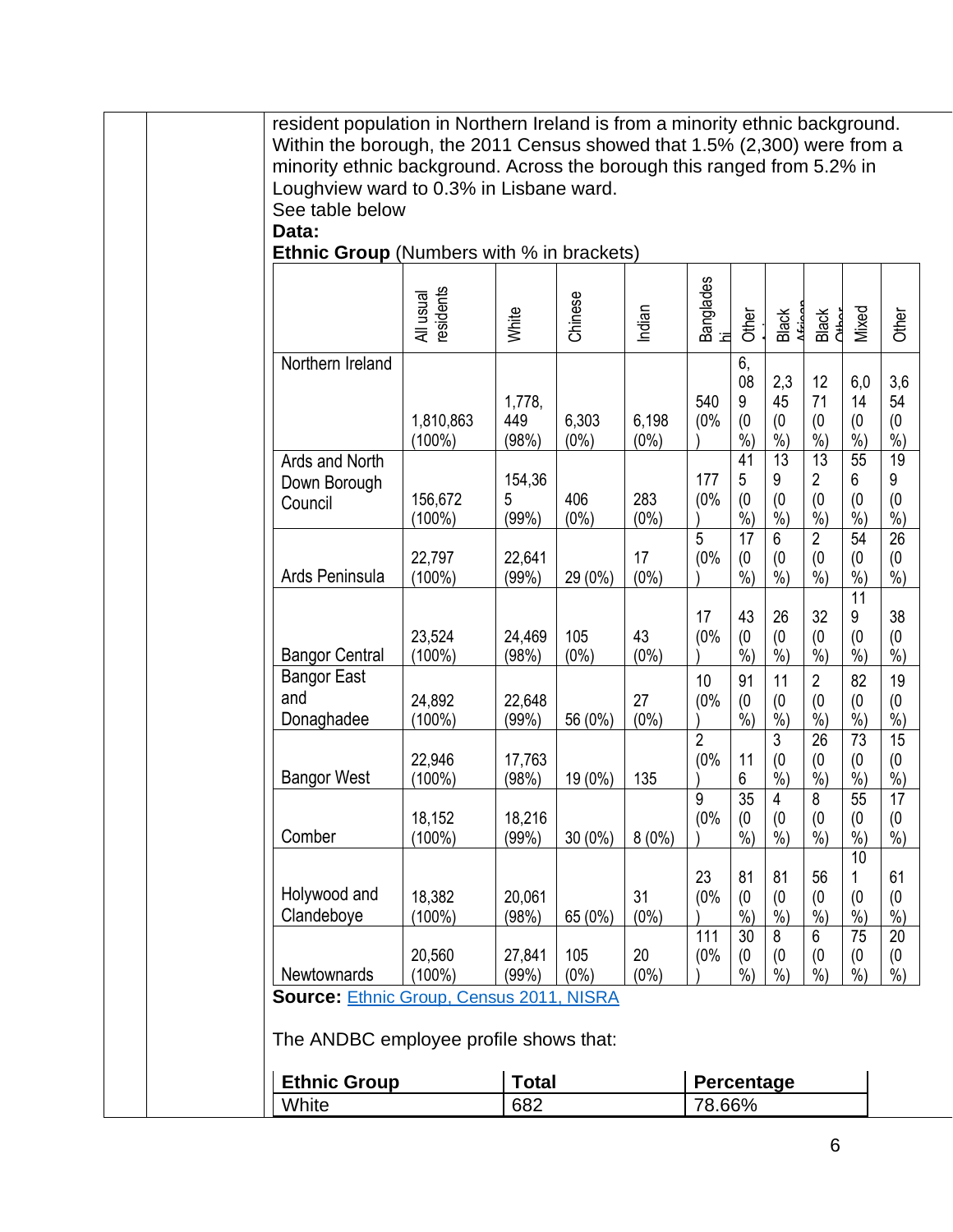resident population in Northern Ireland is from a minority ethnic background. Within the borough, the 2011 Census showed that 1.5% (2,300) were from a minority ethnic background. Across the borough this ranged from 5.2% in Loughview ward to 0.3% in Lisbane ward.
See table below
**Data:**
**Ethnic Group** (Numbers with % in brackets)

| | All usual residents | White | Chinese | Indian | Bangladeshi | Other Asian | Black African | Black Other | Mixed | Other |
|---|---|---|---|---|---|---|---|---|---|---|
| Northern Ireland | 1,810,863 (100%) | 1,778,449 (98%) | 6,303 (0%) | 6,198 (0%) | 540 (0%) | 6,089 (0%) | 2,345 (0%) | 1271 (0%) | 6,014 (0%) | 3,654 (0%) |
| Ards and North Down Borough Council | 156,672 (100%) | 154,365 (99%) | 406 (0%) | 283 (0%) | 177 (0%) | 415 (0%) | 139 (0%) | 132 (0%) | 556 (0%) | 199 (0%) |
| Ards Peninsula | 22,797 (100%) | 22,641 (99%) | 29 (0%) | 17 (0%) | 5 (0%) | 17 (0%) | 6 (0%) | 2 (0%) | 54 (0%) | 26 (0%) |
| Bangor Central | 23,524 (100%) | 24,469 (98%) | 105 (0%) | 43 (0%) | 17 (0%) | 43 (0%) | 26 (0%) | 32 (0%) | 119 (0%) | 38 (0%) |
| Bangor East and Donaghadee | 24,892 (100%) | 22,648 (99%) | 56 (0%) | 27 (0%) | 10 (0%) | 91 (0%) | 11 (0%) | 2 (0%) | 82 (0%) | 19 (0%) |
| Bangor West | 22,946 (100%) | 17,763 (98%) | 19 (0%) | 135 | 2 (0%) | 116 | 3 (0%) | 26 (0%) | 73 (0%) | 15 (0%) |
| Comber | 18,152 (100%) | 18,216 (99%) | 30 (0%) | 8 (0%) | 9 (0%) | 35 (0%) | 4 (0%) | 8 (0%) | 55 (0%) | 17 (0%) |
| Holywood and Clandeboye | 18,382 (100%) | 20,061 (98%) | 65 (0%) | 31 (0%) | 23 (0%) | 81 (0%) | 81 (0%) | 56 (0%) | 101 (0%) | 61 (0%) |
| Newtownards | 20,560 (100%) | 27,841 (99%) | 105 (0%) | 20 (0%) | 111 (0%) | 30 (0%) | 8 (0%) | 6 (0%) | 75 (0%) | 20 (0%) |

**Source:** [Ethnic Group, Census 2011, NISRA]

The ANDBC employee profile shows that:

| Ethnic Group | Total | Percentage |
|---|---|---|
| White | 682 | 78.66% |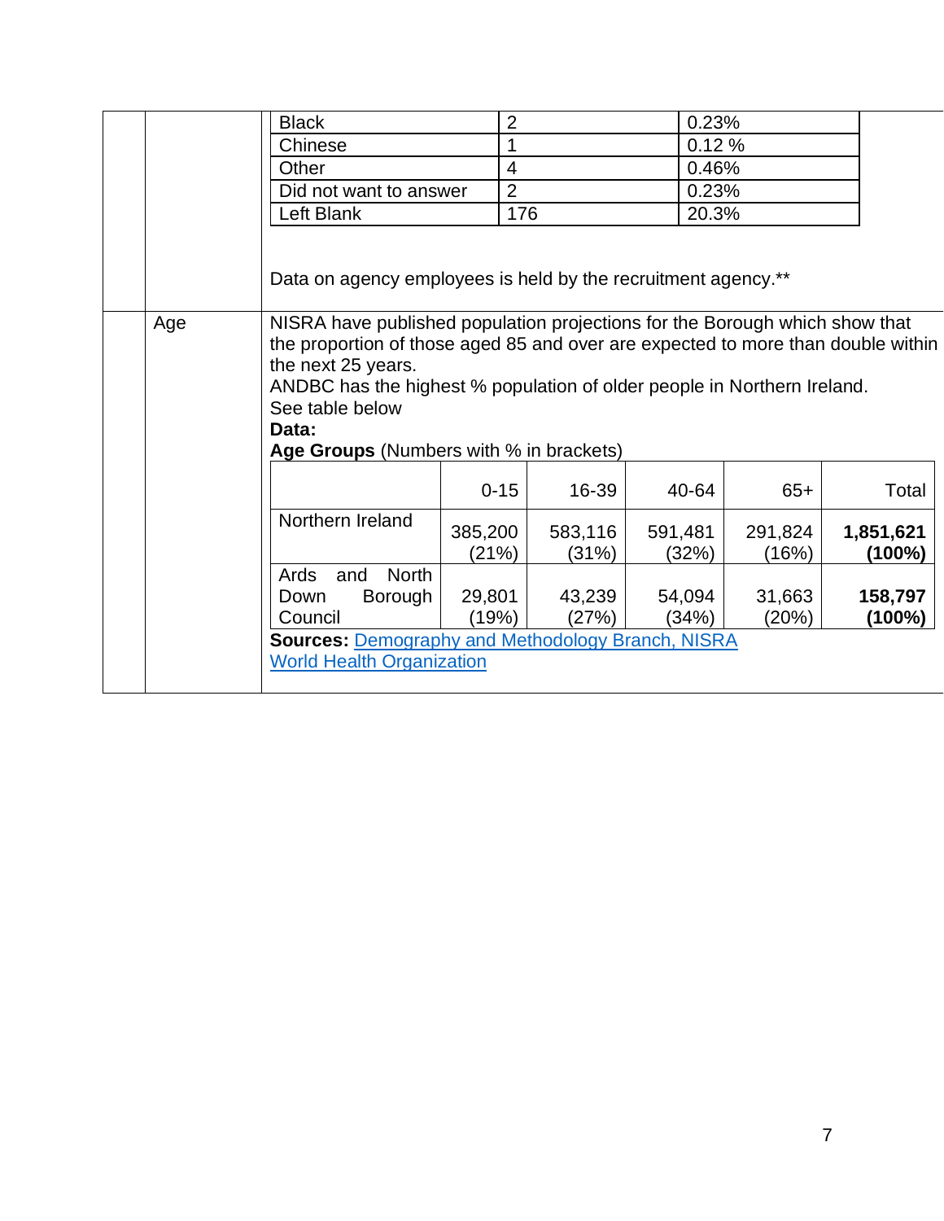| Black | 2 | 0.23% |
|---|---|---|
| Chinese | 1 | 0.12 % |
| Other | 4 | 0.46% |
| Did not want to answer | 2 | 0.23% |
| Left Blank | 176 | 20.3% |

Data on agency employees is held by the recruitment agency.**

Age

NISRA have published population projections for the Borough which show that the proportion of those aged 85 and over are expected to more than double within the next 25 years.
ANDBC has the highest % population of older people in Northern Ireland.
See table below

**Data:**

**Age Groups** (Numbers with % in brackets)

| | 0-15 | 16-39 | 40-64 | 65+ | Total |
|---|---|---|---|---|---|
| Northern Ireland | 385,200 (21%) | 583,116 (31%) | 591,481 (32%) | 291,824 (16%) | **1,851,621 (100%)** |
| Ards and North Down Borough Council | 29,801 (19%) | 43,239 (27%) | 54,094 (34%) | 31,663 (20%) | **158,797 (100%)** |

**Sources:** Demography and Methodology Branch, NISRA
World Health Organization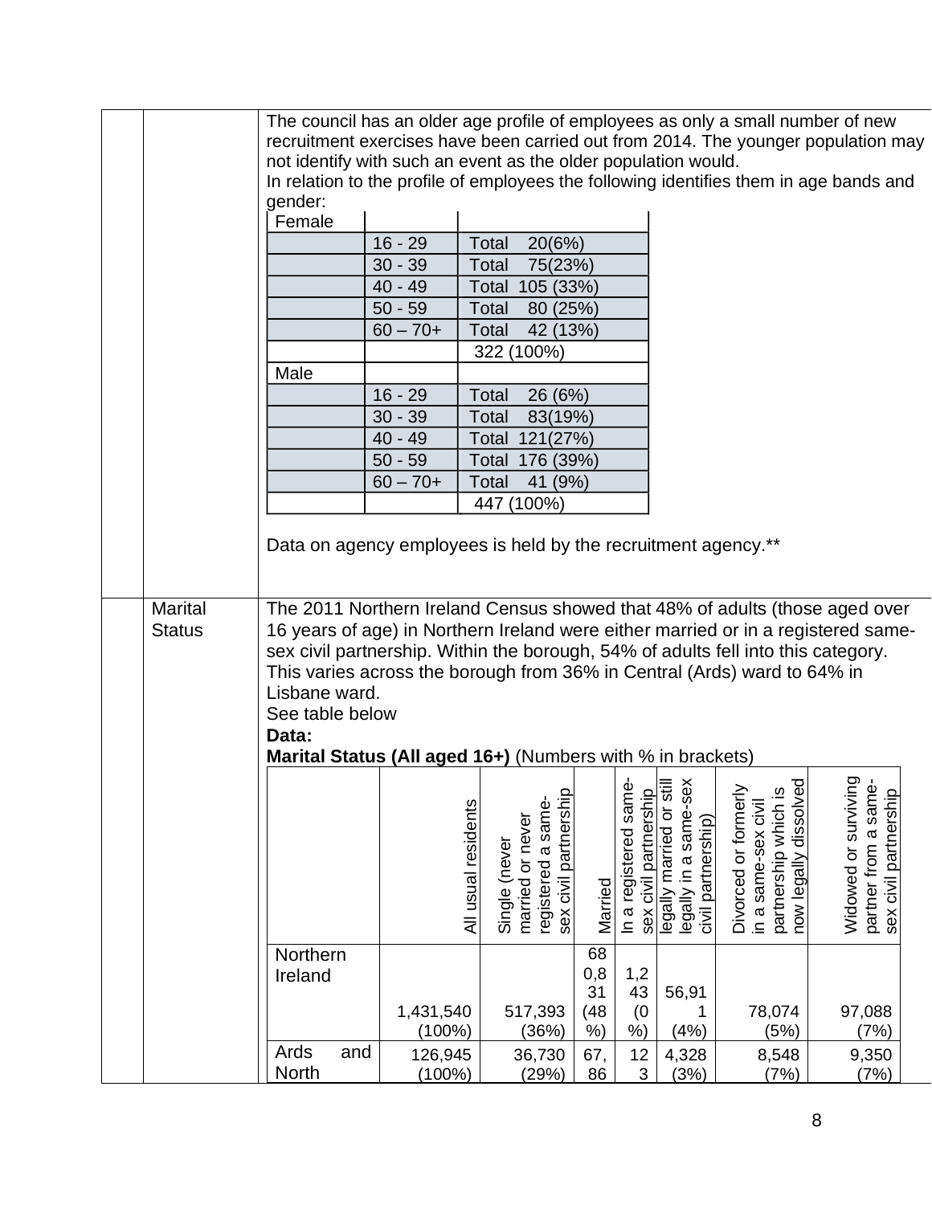The council has an older age profile of employees as only a small number of new recruitment exercises have been carried out from 2014. The younger population may not identify with such an event as the older population would.
In relation to the profile of employees the following identifies them in age bands and gender:

| Female | | |
|---|---|---|
| | 16 - 29 | Total 20(6%) |
| | 30 - 39 | Total 75(23%) |
| | 40 - 49 | Total 105 (33%) |
| | 50 - 59 | Total 80 (25%) |
| | 60 – 70+ | Total 42 (13%) |
| | | 322 (100%) |
| Male | | |
| | 16 - 29 | Total 26 (6%) |
| | 30 - 39 | Total 83(19%) |
| | 40 - 49 | Total 121(27%) |
| | 50 - 59 | Total 176 (39%) |
| | 60 – 70+ | Total 41 (9%) |
| | | 447 (100%) |

Data on agency employees is held by the recruitment agency.**

**Marital Status**

The 2011 Northern Ireland Census showed that 48% of adults (those aged over 16 years of age) in Northern Ireland were either married or in a registered same-sex civil partnership. Within the borough, 54% of adults fell into this category. This varies across the borough from 36% in Central (Ards) ward to 64% in Lisbane ward.
See table below

**Data:**

**Marital Status (All aged 16+)** (Numbers with % in brackets)

| | All usual residents | Single (never married or never registered a same-sex civil partnership | Married | In a registered same-sex civil partnership | legally married or still legally in a same-sex civil partnership) | Divorced or formerly in a same-sex civil partnership which is now legally dissolved | Widowed or surviving partner from a same-sex civil partnership |
|---|---|---|---|---|---|---|---|
| Northern Ireland | 1,431,540 (100%) | 517,393 (36%) | 680,831 (48%) | 1,243 (0%) | 56,911 (4%) | 78,074 (5%) | 97,088 (7%) |
| Ards and North | 126,945 (100%) | 36,730 (29%) | 67,86 | 123 | 4,328 (3%) | 8,548 (7%) | 9,350 (7%) |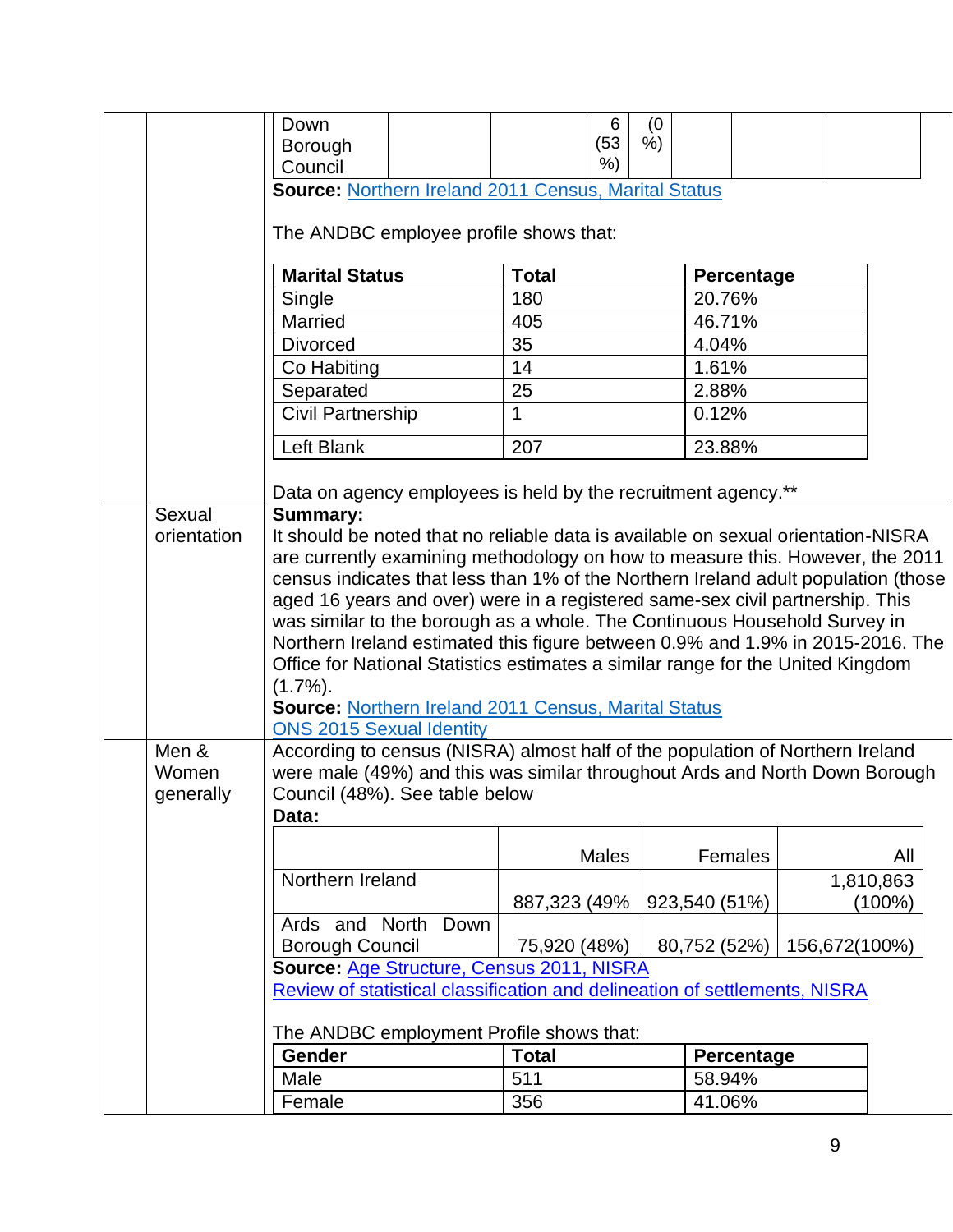| | | | | | | | |
|---|---|---|---|---|---|---|---|
| Down Borough Council | | | 6 (53 %) | (0 %) | | | |

**Source:** Northern Ireland 2011 Census, Marital Status

The ANDBC employee profile shows that:

| Marital Status | Total | Percentage |
|---|---|---|
| Single | 180 | 20.76% |
| Married | 405 | 46.71% |
| Divorced | 35 | 4.04% |
| Co Habiting | 14 | 1.61% |
| Separated | 25 | 2.88% |
| Civil Partnership | 1 | 0.12% |
| Left Blank | 207 | 23.88% |

Data on agency employees is held by the recruitment agency.**

## Sexual orientation

**Summary:**
It should be noted that no reliable data is available on sexual orientation-NISRA are currently examining methodology on how to measure this. However, the 2011 census indicates that less than 1% of the Northern Ireland adult population (those aged 16 years and over) were in a registered same-sex civil partnership. This was similar to the borough as a whole. The Continuous Household Survey in Northern Ireland estimated this figure between 0.9% and 1.9% in 2015-2016. The Office for National Statistics estimates a similar range for the United Kingdom (1.7%).

**Source:** Northern Ireland 2011 Census, Marital Status
ONS 2015 Sexual Identity

## Men & Women generally

According to census (NISRA) almost half of the population of Northern Ireland were male (49%) and this was similar throughout Ards and North Down Borough Council (48%). See table below

**Data:**

| | Males | Females | All |
|---|---|---|---|
| Northern Ireland | 887,323 (49% | 923,540 (51%) | 1,810,863 (100%) |
| Ards and North Down Borough Council | 75,920 (48%) | 80,752 (52%) | 156,672(100%) |

**Source:** Age Structure, Census 2011, NISRA
Review of statistical classification and delineation of settlements, NISRA

The ANDBC employment Profile shows that:

| Gender | Total | Percentage |
|---|---|---|
| Male | 511 | 58.94% |
| Female | 356 | 41.06% |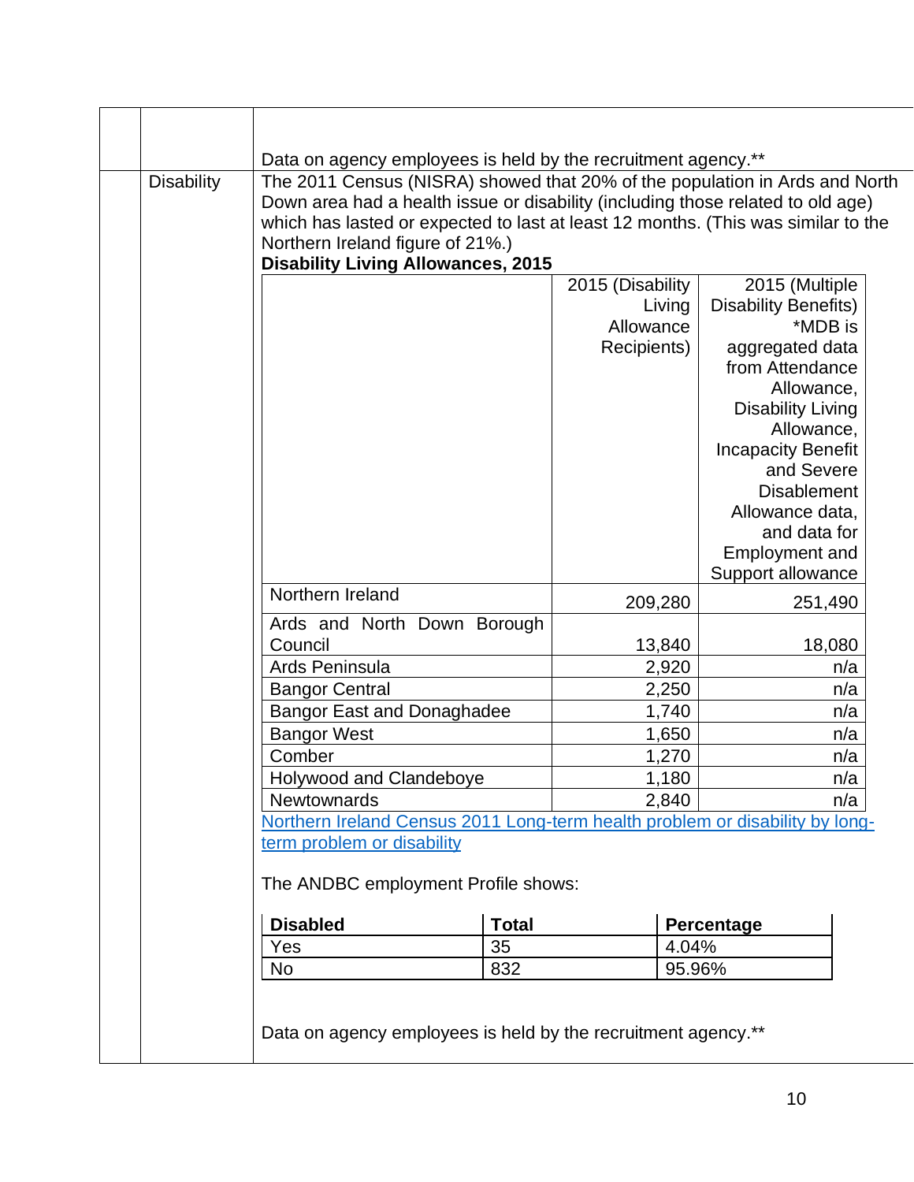Data on agency employees is held by the recruitment agency.**

**Disability**

The 2011 Census (NISRA) showed that 20% of the population in Ards and North Down area had a health issue or disability (including those related to old age) which has lasted or expected to last at least 12 months. (This was similar to the Northern Ireland figure of 21%.)

**Disability Living Allowances, 2015**

| | 2015 (Disability Living Allowance Recipients) | 2015 (Multiple Disability Benefits) *MDB is aggregated data from Attendance Allowance, Disability Living Allowance, Incapacity Benefit and Severe Disablement Allowance data, and data for Employment and Support allowance |
|---|---|---|
| Northern Ireland | 209,280 | 251,490 |
| Ards and North Down Borough Council | 13,840 | 18,080 |
| Ards Peninsula | 2,920 | n/a |
| Bangor Central | 2,250 | n/a |
| Bangor East and Donaghadee | 1,740 | n/a |
| Bangor West | 1,650 | n/a |
| Comber | 1,270 | n/a |
| Holywood and Clandeboye | 1,180 | n/a |
| Newtownards | 2,840 | n/a |

Northern Ireland Census 2011 Long-term health problem or disability by long-term problem or disability

The ANDBC employment Profile shows:

| Disabled | Total | Percentage |
|---|---|---|
| Yes | 35 | 4.04% |
| No | 832 | 95.96% |

Data on agency employees is held by the recruitment agency.**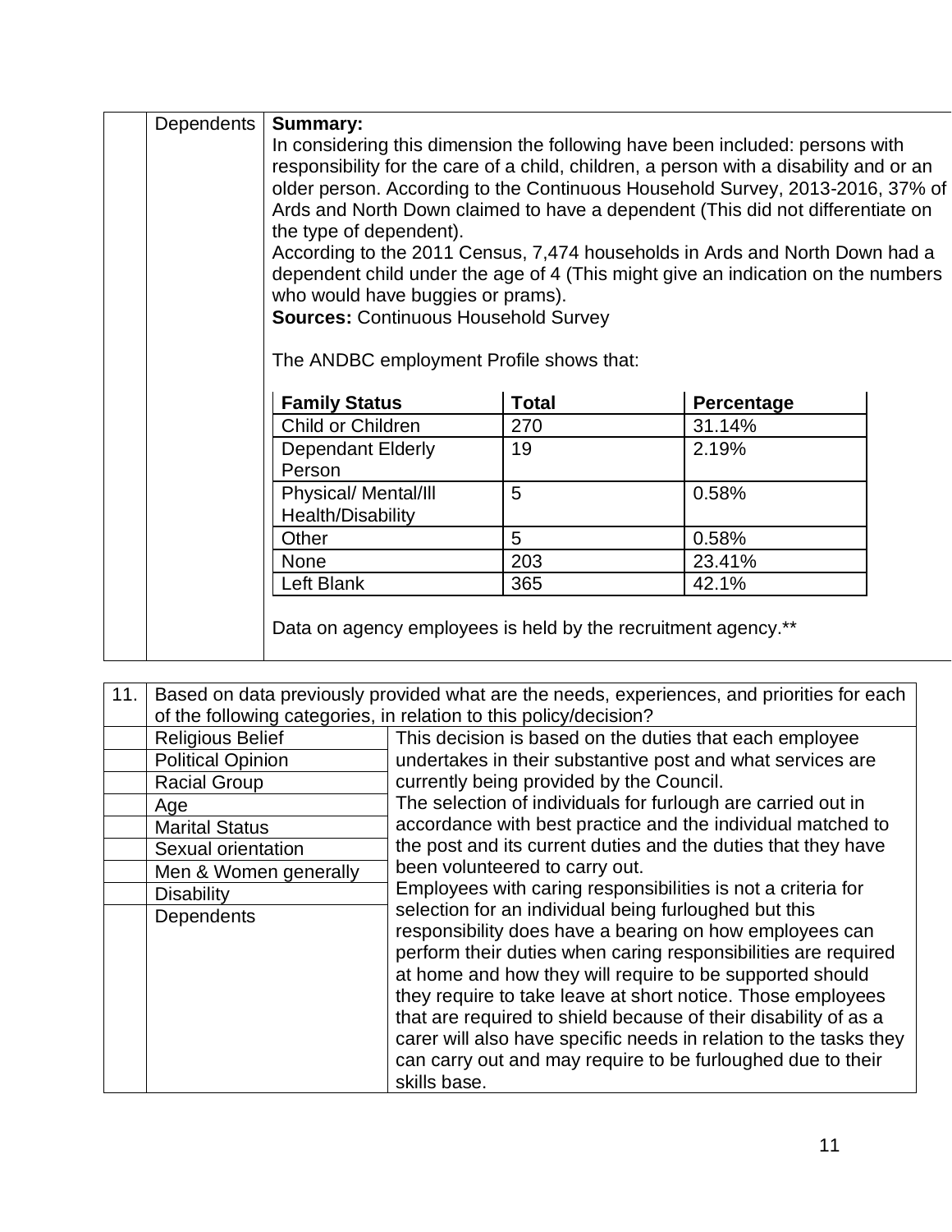| | Dependents | **Summary:**<br>In considering this dimension the following have been included: persons with responsibility for the care of a child, children, a person with a disability and or an older person. According to the Continuous Household Survey, 2013-2016, 37% of Ards and North Down claimed to have a dependent (This did not differentiate on the type of dependent).<br>According to the 2011 Census, 7,474 households in Ards and North Down had a dependent child under the age of 4 (This might give an indication on the numbers who would have buggies or prams).<br>**Sources:** Continuous Household Survey<br><br>The ANDBC employment Profile shows that: |
|---|---|---|

| **Family Status** | **Total** | **Percentage** |
|---|---|---|
| Child or Children | 270 | 31.14% |
| Dependant Elderly Person | 19 | 2.19% |
| Physical/ Mental/Ill Health/Disability | 5 | 0.58% |
| Other | 5 | 0.58% |
| None | 203 | 23.41% |
| Left Blank | 365 | 42.1% |

Data on agency employees is held by the recruitment agency.**

| 11. | Based on data previously provided what are the needs, experiences, and priorities for each of the following categories, in relation to this policy/decision? | |
|---|---|---|
| | Religious Belief<br>Political Opinion<br>Racial Group<br>Age<br>Marital Status<br>Sexual orientation<br>Men & Women generally<br>Disability<br>Dependents | This decision is based on the duties that each employee undertakes in their substantive post and what services are currently being provided by the Council.<br>The selection of individuals for furlough are carried out in accordance with best practice and the individual matched to the post and its current duties and the duties that they have been volunteered to carry out.<br>Employees with caring responsibilities is not a criteria for selection for an individual being furloughed but this responsibility does have a bearing on how employees can perform their duties when caring responsibilities are required at home and how they will require to be supported should they require to take leave at short notice. Those employees that are required to shield because of their disability of as a carer will also have specific needs in relation to the tasks they can carry out and may require to be furloughed due to their skills base. |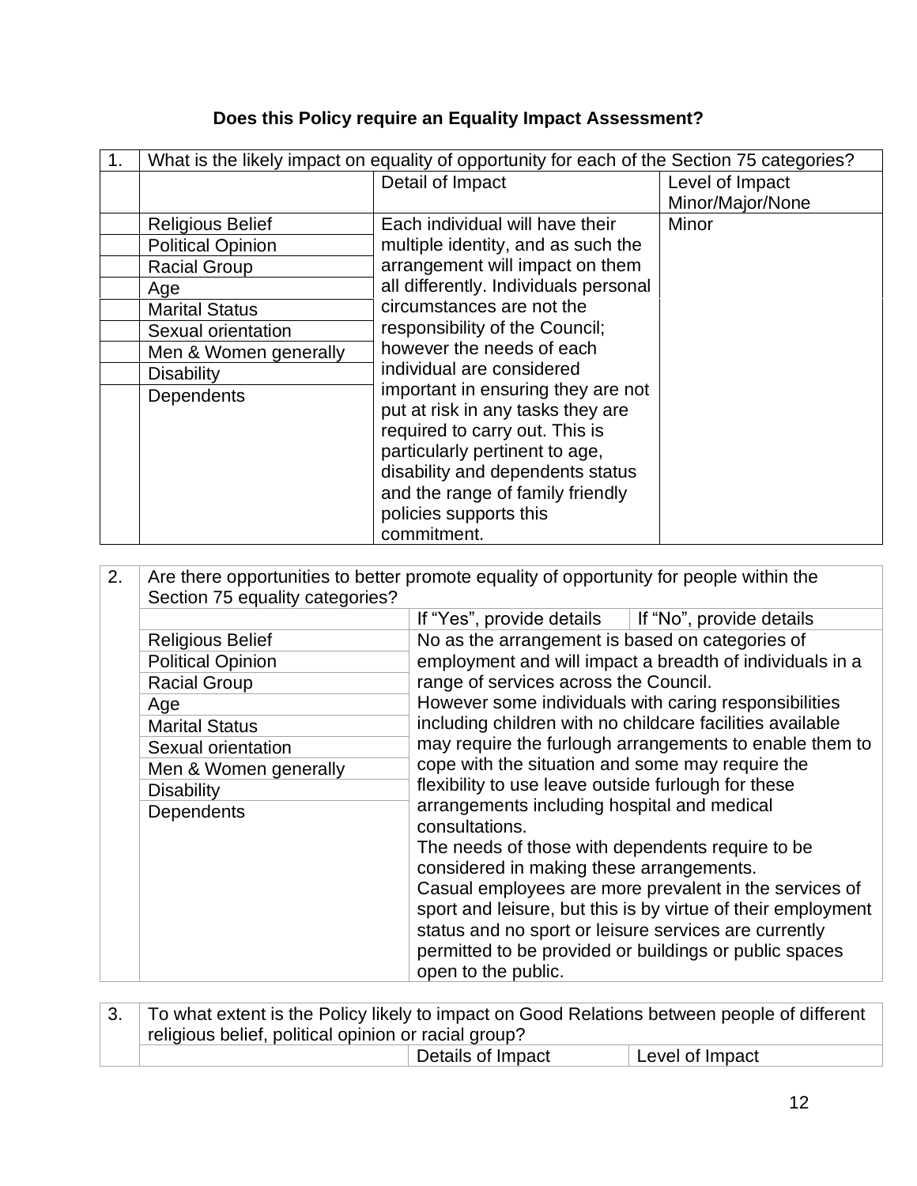**Does this Policy require an Equality Impact Assessment?**

| 1. | What is the likely impact on equality of opportunity for each of the Section 75 categories? | | |
|---|---|---|---|
| | | Detail of Impact | Level of Impact Minor/Major/None |
| | Religious Belief<br>Political Opinion<br>Racial Group<br>Age<br>Marital Status<br>Sexual orientation<br>Men & Women generally<br>Disability<br>Dependents | Each individual will have their multiple identity, and as such the arrangement will impact on them all differently. Individuals personal circumstances are not the responsibility of the Council; however the needs of each individual are considered important in ensuring they are not put at risk in any tasks they are required to carry out. This is particularly pertinent to age, disability and dependents status and the range of family friendly policies supports this commitment. | Minor |

| 2. | Are there opportunities to better promote equality of opportunity for people within the Section 75 equality categories? | | |
|---|---|---|---|
| | | If "Yes", provide details | If "No", provide details |
| | Religious Belief<br>Political Opinion<br>Racial Group<br>Age<br>Marital Status<br>Sexual orientation<br>Men & Women generally<br>Disability<br>Dependents | No as the arrangement is based on categories of employment and will impact a breadth of individuals in a range of services across the Council.<br>However some individuals with caring responsibilities including children with no childcare facilities available may require the furlough arrangements to enable them to cope with the situation and some may require the flexibility to use leave outside furlough for these arrangements including hospital and medical consultations.<br>The needs of those with dependents require to be considered in making these arrangements.<br>Casual employees are more prevalent in the services of sport and leisure, but this is by virtue of their employment status and no sport or leisure services are currently permitted to be provided or buildings or public spaces open to the public. | |

| 3. | To what extent is the Policy likely to impact on Good Relations between people of different religious belief, political opinion or racial group? | | |
|---|---|---|---|
| | | Details of Impact | Level of Impact |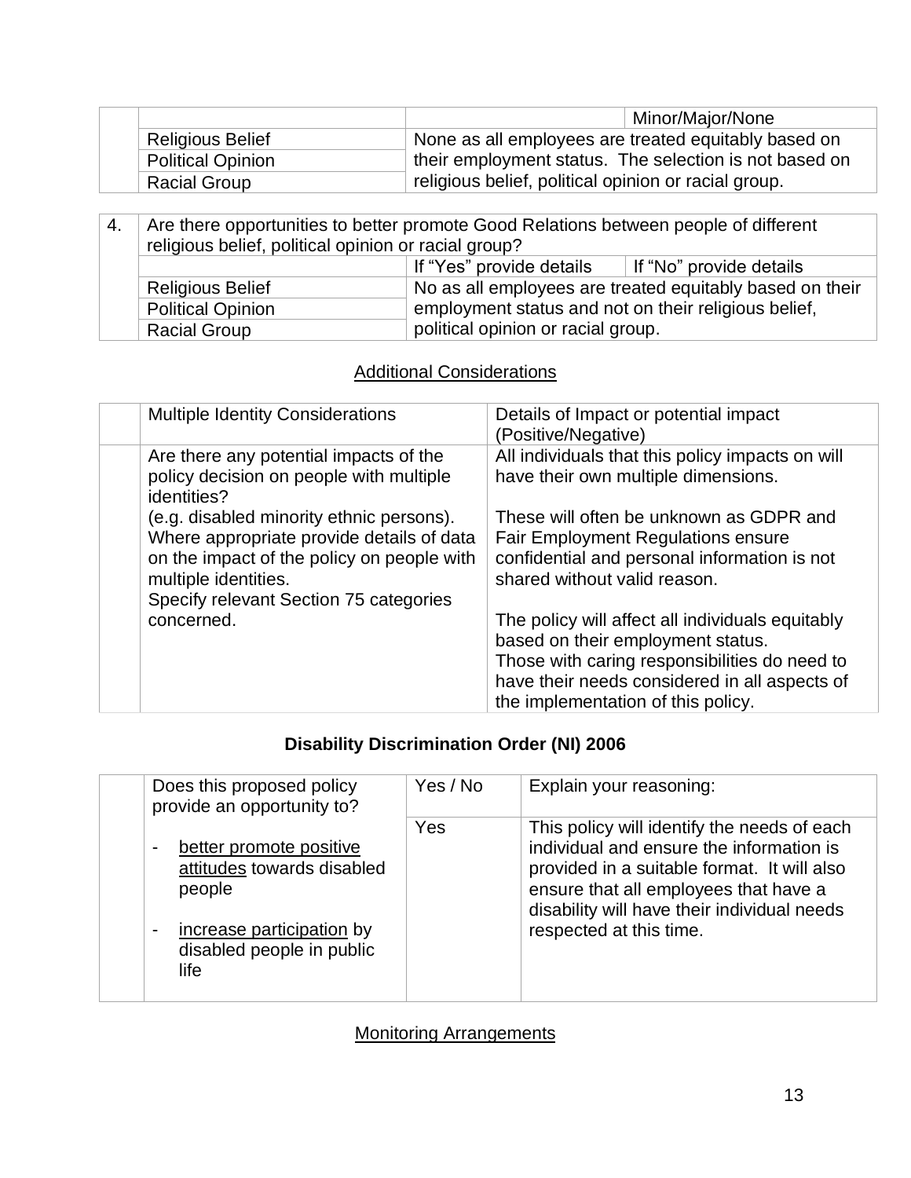| | | | Minor/Major/None |
|---|---|---|---|
| | Religious Belief | None as all employees are treated equitably based on their employment status. The selection is not based on religious belief, political opinion or racial group. | |
| | Political Opinion | | |
| | Racial Group | | |

| 4. | Are there opportunities to better promote Good Relations between people of different religious belief, political opinion or racial group? | | |
|---|---|---|---|
| | | If "Yes" provide details | If "No" provide details |
| | Religious Belief | No as all employees are treated equitably based on their employment status and not on their religious belief, political opinion or racial group. | |
| | Political Opinion | | |
| | Racial Group | | |

## Additional Considerations

| | Multiple Identity Considerations | Details of Impact or potential impact (Positive/Negative) |
|---|---|---|
| | Are there any potential impacts of the policy decision on people with multiple identities?<br>(e.g. disabled minority ethnic persons). Where appropriate provide details of data on the impact of the policy on people with multiple identities.<br>Specify relevant Section 75 categories concerned. | All individuals that this policy impacts on will have their own multiple dimensions.<br><br>These will often be unknown as GDPR and Fair Employment Regulations ensure confidential and personal information is not shared without valid reason.<br><br>The policy will affect all individuals equitably based on their employment status.<br>Those with caring responsibilities do need to have their needs considered in all aspects of the implementation of this policy. |

## Disability Discrimination Order (NI) 2006

| | Does this proposed policy provide an opportunity to? | Yes / No | Explain your reasoning: |
|---|---|---|---|
| | - <u>better promote positive attitudes</u> towards disabled people<br><br>- <u>increase participation</u> by disabled people in public life | Yes | This policy will identify the needs of each individual and ensure the information is provided in a suitable format. It will also ensure that all employees that have a disability will have their individual needs respected at this time. |

## Monitoring Arrangements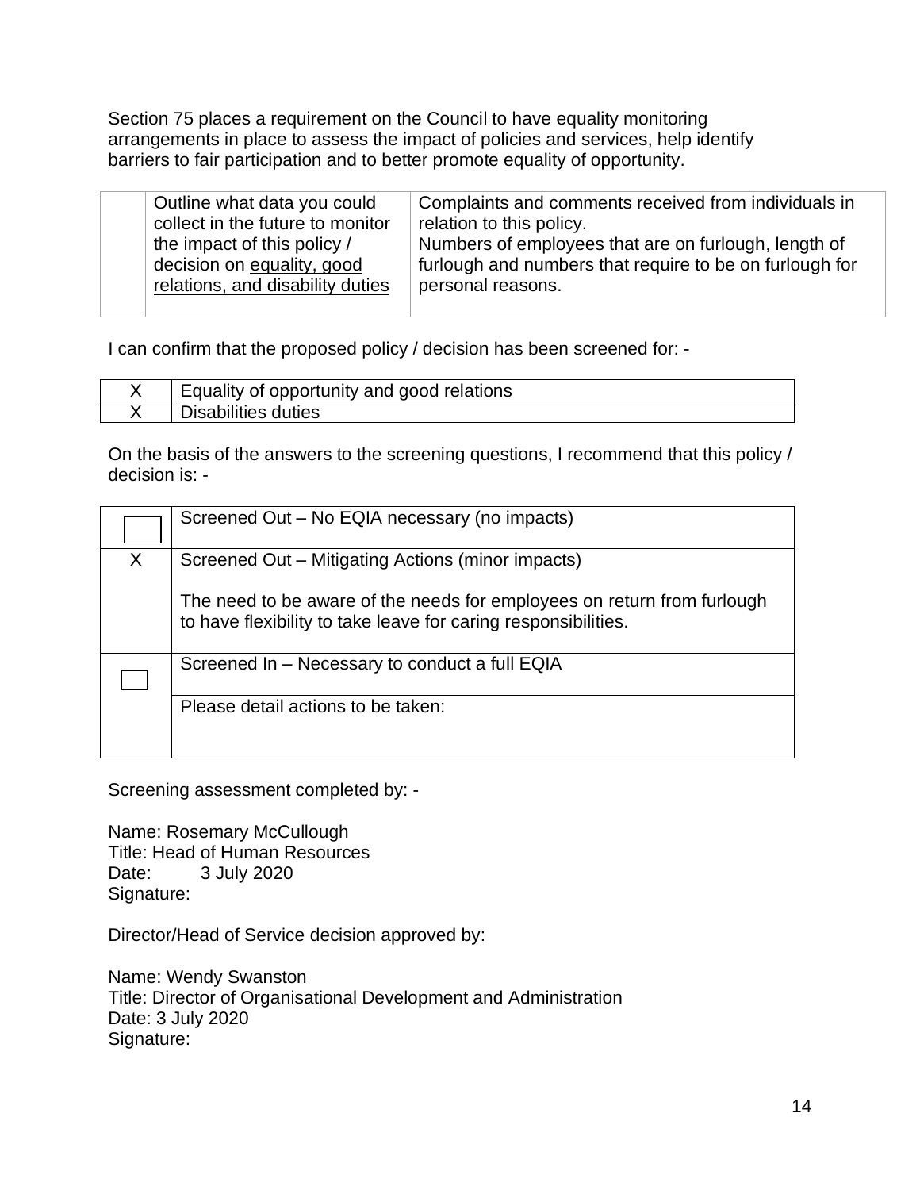Section 75 places a requirement on the Council to have equality monitoring arrangements in place to assess the impact of policies and services, help identify barriers to fair participation and to better promote equality of opportunity.

| | Outline what data you could collect in the future to monitor the impact of this policy / decision on equality, good relations, and disability duties | Complaints and comments received from individuals in relation to this policy.<br>Numbers of employees that are on furlough, length of furlough and numbers that require to be on furlough for personal reasons. |
|---|---|---|

I can confirm that the proposed policy / decision has been screened for: -

| | |
|---|---|
| X | Equality of opportunity and good relations |
| X | Disabilities duties |

On the basis of the answers to the screening questions, I recommend that this policy / decision is: -

| | |
|---|---|
| ☐ | Screened Out – No EQIA necessary (no impacts) |
| X | Screened Out – Mitigating Actions (minor impacts)<br><br>The need to be aware of the needs for employees on return from furlough to have flexibility to take leave for caring responsibilities. |
| ☐ | Screened In – Necessary to conduct a full EQIA |
| | Please detail actions to be taken: |

Screening assessment completed by: -

Name: Rosemary McCullough
Title: Head of Human Resources
Date: 3 July 2020
Signature:

Director/Head of Service decision approved by:

Name: Wendy Swanston
Title: Director of Organisational Development and Administration
Date: 3 July 2020
Signature: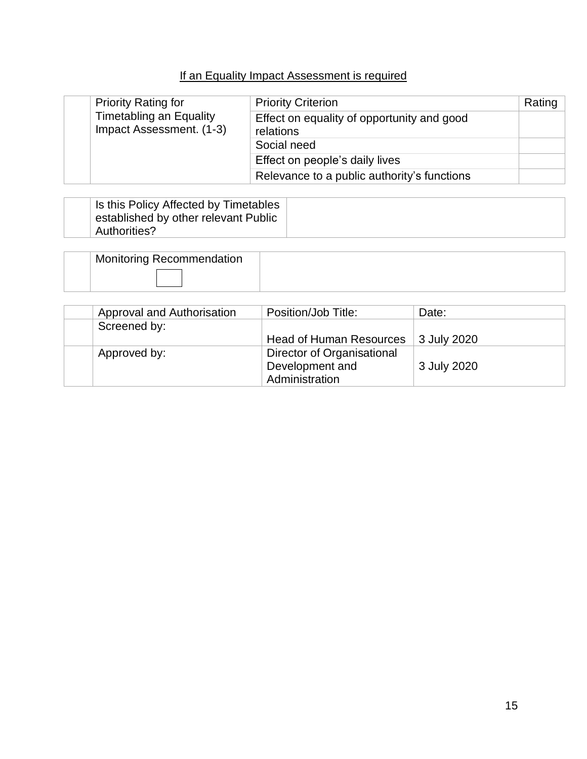If an Equality Impact Assessment is required

| | | | |
|---|---|---|---|
| | Priority Rating for Timetabling an Equality Impact Assessment. (1-3) | Priority Criterion | Rating |
| | | Effect on equality of opportunity and good relations | |
| | | Social need | |
| | | Effect on people's daily lives | |
| | | Relevance to a public authority's functions | |

| | | |
|---|---|---|
| | Is this Policy Affected by Timetables established by other relevant Public Authorities? | |

| | | |
|---|---|---|
| | Monitoring Recommendation | |

| | | | |
|---|---|---|---|
| | Approval and Authorisation | Position/Job Title: | Date: |
| | Screened by: | Head of Human Resources | 3 July 2020 |
| | Approved by: | Director of Organisational Development and Administration | 3 July 2020 |